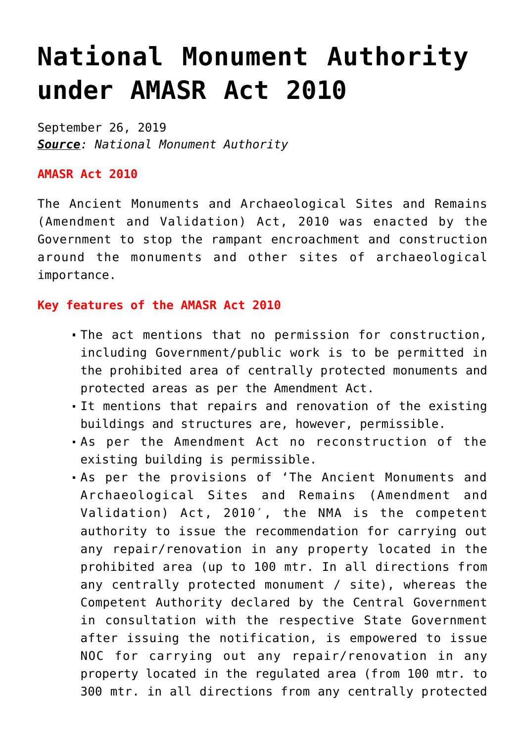# National Monument Authority under AMASR Act 2010

September 26, 2019
***Source**: National Monument Authority*

**AMASR Act 2010**

The Ancient Monuments and Archaeological Sites and Remains (Amendment and Validation) Act, 2010 was enacted by the Government to stop the rampant encroachment and construction around the monuments and other sites of archaeological importance.

**Key features of the AMASR Act 2010**

- The act mentions that no permission for construction, including Government/public work is to be permitted in the prohibited area of centrally protected monuments and protected areas as per the Amendment Act.
- It mentions that repairs and renovation of the existing buildings and structures are, however, permissible.
- As per the Amendment Act no reconstruction of the existing building is permissible.
- As per the provisions of 'The Ancient Monuments and Archaeological Sites and Remains (Amendment and Validation) Act, 2010′, the NMA is the competent authority to issue the recommendation for carrying out any repair/renovation in any property located in the prohibited area (up to 100 mtr. In all directions from any centrally protected monument / site), whereas the Competent Authority declared by the Central Government in consultation with the respective State Government after issuing the notification, is empowered to issue NOC for carrying out any repair/renovation in any property located in the regulated area (from 100 mtr. to 300 mtr. in all directions from any centrally protected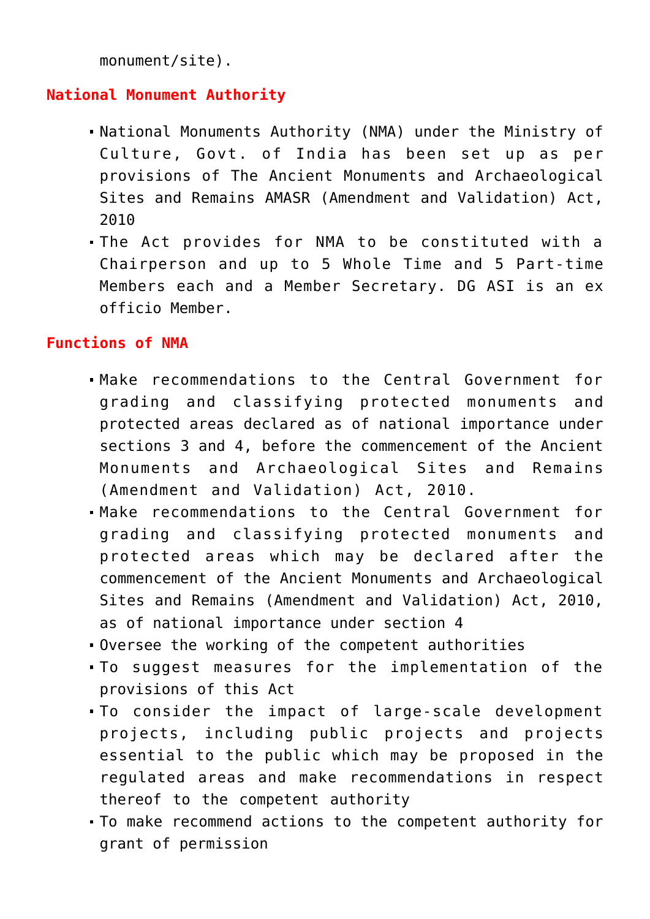monument/site).

## National Monument Authority

- National Monuments Authority (NMA) under the Ministry of Culture, Govt. of India has been set up as per provisions of The Ancient Monuments and Archaeological Sites and Remains AMASR (Amendment and Validation) Act, 2010
- The Act provides for NMA to be constituted with a Chairperson and up to 5 Whole Time and 5 Part-time Members each and a Member Secretary. DG ASI is an ex officio Member.

## Functions of NMA

- Make recommendations to the Central Government for grading and classifying protected monuments and protected areas declared as of national importance under sections 3 and 4, before the commencement of the Ancient Monuments and Archaeological Sites and Remains (Amendment and Validation) Act, 2010.
- Make recommendations to the Central Government for grading and classifying protected monuments and protected areas which may be declared after the commencement of the Ancient Monuments and Archaeological Sites and Remains (Amendment and Validation) Act, 2010, as of national importance under section 4
- Oversee the working of the competent authorities
- To suggest measures for the implementation of the provisions of this Act
- To consider the impact of large-scale development projects, including public projects and projects essential to the public which may be proposed in the regulated areas and make recommendations in respect thereof to the competent authority
- To make recommend actions to the competent authority for grant of permission